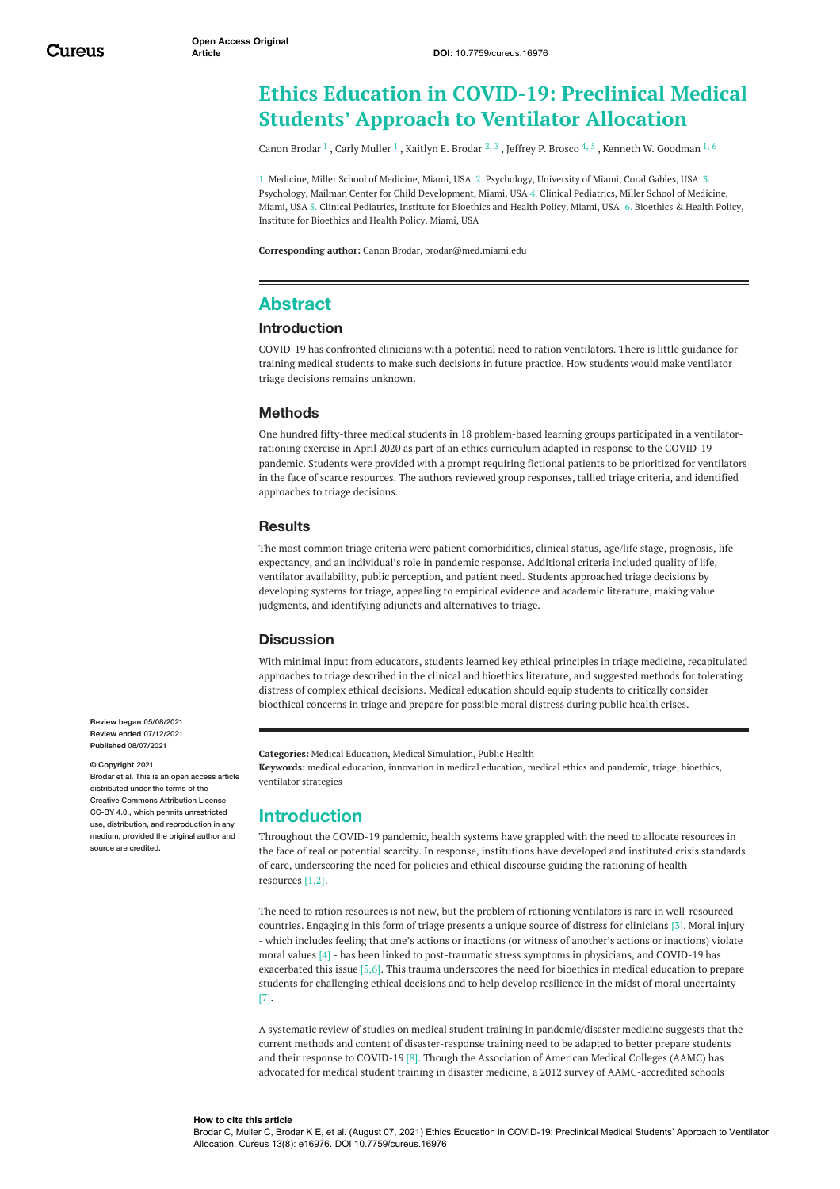# Ethics Education in COVID-19: Preclinical Medical Students' Approach to Ventilator Allocation

Canon Brodar [1] , Carly Muller [1] , Kaitlyn E. Brodar [2, 3] , Jeffrey P. Brosco [4, 5] , Kenneth W. Goodman [1, 6]

1. Medicine, Miller School of Medicine, Miami, USA 2. Psychology, University of Miami, Coral Gables, USA 3. Psychology, Mailman Center for Child Development, Miami, USA 4. Clinical Pediatrics, Miller School of Medicine, Miami, USA 5. Clinical Pediatrics, Institute for Bioethics and Health Policy, Miami, USA 6. Bioethics & Health Policy, Institute for Bioethics and Health Policy, Miami, USA

**Corresponding author:** Canon Brodar, brodar@med.miami.edu

## Abstract

### Introduction

COVID-19 has confronted clinicians with a potential need to ration ventilators. There is little guidance for training medical students to make such decisions in future practice. How students would make ventilator triage decisions remains unknown.

### Methods

One hundred fifty-three medical students in 18 problem-based learning groups participated in a ventilator-rationing exercise in April 2020 as part of an ethics curriculum adapted in response to the COVID-19 pandemic. Students were provided with a prompt requiring fictional patients to be prioritized for ventilators in the face of scarce resources. The authors reviewed group responses, tallied triage criteria, and identified approaches to triage decisions.

### Results

The most common triage criteria were patient comorbidities, clinical status, age/life stage, prognosis, life expectancy, and an individual's role in pandemic response. Additional criteria included quality of life, ventilator availability, public perception, and patient need. Students approached triage decisions by developing systems for triage, appealing to empirical evidence and academic literature, making value judgments, and identifying adjuncts and alternatives to triage.

### Discussion

With minimal input from educators, students learned key ethical principles in triage medicine, recapitulated approaches to triage described in the clinical and bioethics literature, and suggested methods for tolerating distress of complex ethical decisions. Medical education should equip students to critically consider bioethical concerns in triage and prepare for possible moral distress during public health crises.

Review began 05/08/2021
Review ended 07/12/2021
Published 08/07/2021

**© Copyright** 2021
Brodar et al. This is an open access article distributed under the terms of the Creative Commons Attribution License CC-BY 4.0., which permits unrestricted use, distribution, and reproduction in any medium, provided the original author and source are credited.

**Categories:** Medical Education, Medical Simulation, Public Health
**Keywords:** medical education, innovation in medical education, medical ethics and pandemic, triage, bioethics, ventilator strategies

## Introduction

Throughout the COVID-19 pandemic, health systems have grappled with the need to allocate resources in the face of real or potential scarcity. In response, institutions have developed and instituted crisis standards of care, underscoring the need for policies and ethical discourse guiding the rationing of health resources [1,2].

The need to ration resources is not new, but the problem of rationing ventilators is rare in well-resourced countries. Engaging in this form of triage presents a unique source of distress for clinicians [3]. Moral injury - which includes feeling that one's actions or inactions (or witness of another's actions or inactions) violate moral values [4] - has been linked to post-traumatic stress symptoms in physicians, and COVID-19 has exacerbated this issue [5,6]. This trauma underscores the need for bioethics in medical education to prepare students for challenging ethical decisions and to help develop resilience in the midst of moral uncertainty [7].

A systematic review of studies on medical student training in pandemic/disaster medicine suggests that the current methods and content of disaster-response training need to be adapted to better prepare students and their response to COVID-19 [8]. Though the Association of American Medical Colleges (AAMC) has advocated for medical student training in disaster medicine, a 2012 survey of AAMC-accredited schools

**How to cite this article**
Brodar C, Muller C, Brodar K E, et al. (August 07, 2021) Ethics Education in COVID-19: Preclinical Medical Students' Approach to Ventilator Allocation. Cureus 13(8): e16976. DOI 10.7759/cureus.16976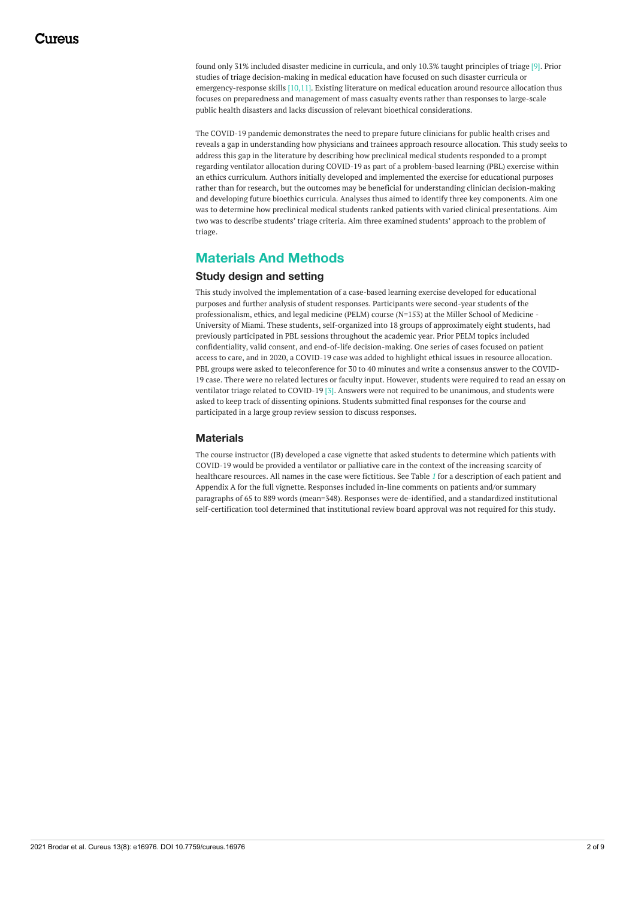found only 31% included disaster medicine in curricula, and only 10.3% taught principles of triage [9]. Prior studies of triage decision-making in medical education have focused on such disaster curricula or emergency-response skills [10,11]. Existing literature on medical education around resource allocation thus focuses on preparedness and management of mass casualty events rather than responses to large-scale public health disasters and lacks discussion of relevant bioethical considerations.

The COVID-19 pandemic demonstrates the need to prepare future clinicians for public health crises and reveals a gap in understanding how physicians and trainees approach resource allocation. This study seeks to address this gap in the literature by describing how preclinical medical students responded to a prompt regarding ventilator allocation during COVID-19 as part of a problem-based learning (PBL) exercise within an ethics curriculum. Authors initially developed and implemented the exercise for educational purposes rather than for research, but the outcomes may be beneficial for understanding clinician decision-making and developing future bioethics curricula. Analyses thus aimed to identify three key components. Aim one was to determine how preclinical medical students ranked patients with varied clinical presentations. Aim two was to describe students' triage criteria. Aim three examined students' approach to the problem of triage.

## Materials And Methods

### Study design and setting

This study involved the implementation of a case-based learning exercise developed for educational purposes and further analysis of student responses. Participants were second-year students of the professionalism, ethics, and legal medicine (PELM) course (N=153) at the Miller School of Medicine - University of Miami. These students, self-organized into 18 groups of approximately eight students, had previously participated in PBL sessions throughout the academic year. Prior PELM topics included confidentiality, valid consent, and end-of-life decision-making. One series of cases focused on patient access to care, and in 2020, a COVID-19 case was added to highlight ethical issues in resource allocation. PBL groups were asked to teleconference for 30 to 40 minutes and write a consensus answer to the COVID-19 case. There were no related lectures or faculty input. However, students were required to read an essay on ventilator triage related to COVID-19 [3]. Answers were not required to be unanimous, and students were asked to keep track of dissenting opinions. Students submitted final responses for the course and participated in a large group review session to discuss responses.

### Materials

The course instructor (JB) developed a case vignette that asked students to determine which patients with COVID-19 would be provided a ventilator or palliative care in the context of the increasing scarcity of healthcare resources. All names in the case were fictitious. See Table *1* for a description of each patient and Appendix A for the full vignette. Responses included in-line comments on patients and/or summary paragraphs of 65 to 889 words (mean=348). Responses were de-identified, and a standardized institutional self-certification tool determined that institutional review board approval was not required for this study.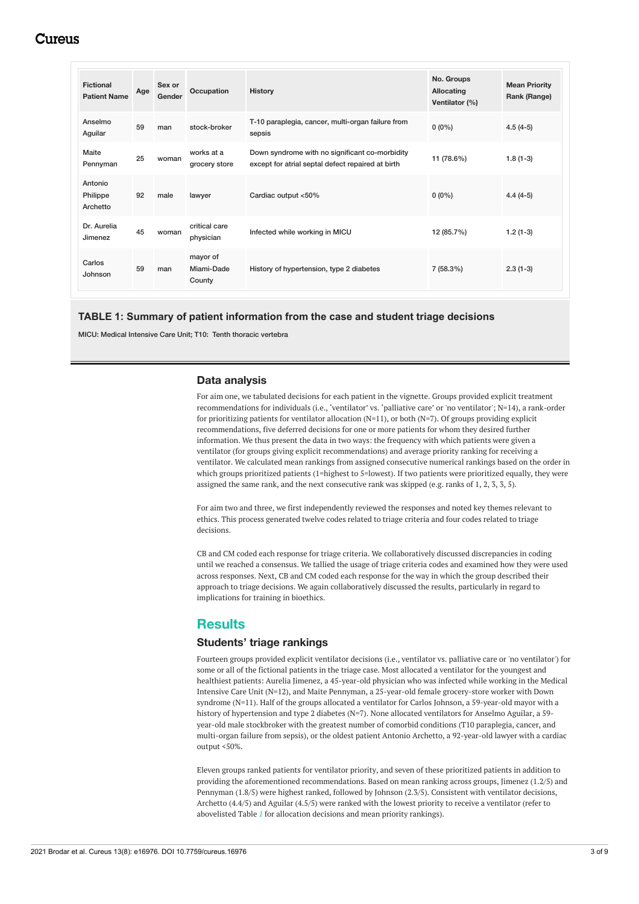| Fictional Patient Name | Age | Sex or Gender | Occupation | History | No. Groups Allocating Ventilator (%) | Mean Priority Rank (Range) |
|---|---|---|---|---|---|---|
| Anselmo Aguilar | 59 | man | stock-broker | T-10 paraplegia, cancer, multi-organ failure from sepsis | 0 (0%) | 4.5 (4-5) |
| Maite Pennyman | 25 | woman | works at a grocery store | Down syndrome with no significant co-morbidity except for atrial septal defect repaired at birth | 11 (78.6%) | 1.8 (1-3) |
| Antonio Philippe Archetto | 92 | male | lawyer | Cardiac output <50% | 0 (0%) | 4.4 (4-5) |
| Dr. Aurelia Jimenez | 45 | woman | critical care physician | Infected while working in MICU | 12 (85.7%) | 1.2 (1-3) |
| Carlos Johnson | 59 | man | mayor of Miami-Dade County | History of hypertension, type 2 diabetes | 7 (58.3%) | 2.3 (1-3) |

**TABLE 1: Summary of patient information from the case and student triage decisions**

MICU: Medical Intensive Care Unit; T10: Tenth thoracic vertebra

### Data analysis

For aim one, we tabulated decisions for each patient in the vignette. Groups provided explicit treatment recommendations for individuals (i.e., 'ventilator' vs. 'palliative care' or 'no ventilator'; N=14), a rank-order for prioritizing patients for ventilator allocation (N=11), or both (N=7). Of groups providing explicit recommendations, five deferred decisions for one or more patients for whom they desired further information. We thus present the data in two ways: the frequency with which patients were given a ventilator (for groups giving explicit recommendations) and average priority ranking for receiving a ventilator. We calculated mean rankings from assigned consecutive numerical rankings based on the order in which groups prioritized patients (1=highest to 5=lowest). If two patients were prioritized equally, they were assigned the same rank, and the next consecutive rank was skipped (e.g. ranks of 1, 2, 3, 3, 5).

For aim two and three, we first independently reviewed the responses and noted key themes relevant to ethics. This process generated twelve codes related to triage criteria and four codes related to triage decisions.

CB and CM coded each response for triage criteria. We collaboratively discussed discrepancies in coding until we reached a consensus. We tallied the usage of triage criteria codes and examined how they were used across responses. Next, CB and CM coded each response for the way in which the group described their approach to triage decisions. We again collaboratively discussed the results, particularly in regard to implications for training in bioethics.

## Results

### Students' triage rankings

Fourteen groups provided explicit ventilator decisions (i.e., ventilator vs. palliative care or 'no ventilator') for some or all of the fictional patients in the triage case. Most allocated a ventilator for the youngest and healthiest patients: Aurelia Jimenez, a 45-year-old physician who was infected while working in the Medical Intensive Care Unit (N=12), and Maite Pennyman, a 25-year-old female grocery-store worker with Down syndrome (N=11). Half of the groups allocated a ventilator for Carlos Johnson, a 59-year-old mayor with a history of hypertension and type 2 diabetes (N=7). None allocated ventilators for Anselmo Aguilar, a 59-year-old male stockbroker with the greatest number of comorbid conditions (T10 paraplegia, cancer, and multi-organ failure from sepsis), or the oldest patient Antonio Archetto, a 92-year-old lawyer with a cardiac output <50%.

Eleven groups ranked patients for ventilator priority, and seven of these prioritized patients in addition to providing the aforementioned recommendations. Based on mean ranking across groups, Jimenez (1.2/5) and Pennyman (1.8/5) were highest ranked, followed by Johnson (2.3/5). Consistent with ventilator decisions, Archetto (4.4/5) and Aguilar (4.5/5) were ranked with the lowest priority to receive a ventilator (refer to abovelisted Table *1* for allocation decisions and mean priority rankings).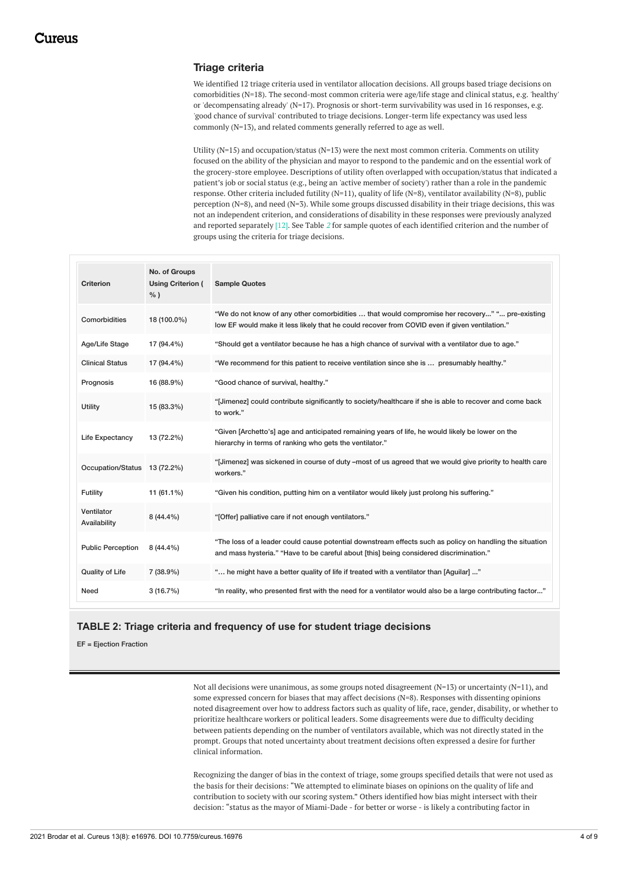### Triage criteria

We identified 12 triage criteria used in ventilator allocation decisions. All groups based triage decisions on comorbidities (N=18). The second-most common criteria were age/life stage and clinical status, e.g. 'healthy' or 'decompensating already' (N=17). Prognosis or short-term survivability was used in 16 responses, e.g. 'good chance of survival' contributed to triage decisions. Longer-term life expectancy was used less commonly (N=13), and related comments generally referred to age as well.

Utility (N=15) and occupation/status (N=13) were the next most common criteria. Comments on utility focused on the ability of the physician and mayor to respond to the pandemic and on the essential work of the grocery-store employee. Descriptions of utility often overlapped with occupation/status that indicated a patient's job or social status (e.g., being an 'active member of society') rather than a role in the pandemic response. Other criteria included futility (N=11), quality of life (N=8), ventilator availability (N=8), public perception (N=8), and need (N=3). While some groups discussed disability in their triage decisions, this was not an independent criterion, and considerations of disability in these responses were previously analyzed and reported separately [12]. See Table *2* for sample quotes of each identified criterion and the number of groups using the criteria for triage decisions.

| Criterion | No. of Groups Using Criterion ( % ) | Sample Quotes |
|---|---|---|
| Comorbidities | 18 (100.0%) | "We do not know of any other comorbidities … that would compromise her recovery..." "... pre-existing low EF would make it less likely that he could recover from COVID even if given ventilation." |
| Age/Life Stage | 17 (94.4%) | "Should get a ventilator because he has a high chance of survival with a ventilator due to age." |
| Clinical Status | 17 (94.4%) | "We recommend for this patient to receive ventilation since she is … presumably healthy." |
| Prognosis | 16 (88.9%) | "Good chance of survival, healthy." |
| Utility | 15 (83.3%) | "[Jimenez] could contribute significantly to society/healthcare if she is able to recover and come back to work." |
| Life Expectancy | 13 (72.2%) | "Given [Archetto's] age and anticipated remaining years of life, he would likely be lower on the hierarchy in terms of ranking who gets the ventilator." |
| Occupation/Status | 13 (72.2%) | "[Jimenez] was sickened in course of duty –most of us agreed that we would give priority to health care workers." |
| Futility | 11 (61.1%) | "Given his condition, putting him on a ventilator would likely just prolong his suffering." |
| Ventilator Availability | 8 (44.4%) | "[Offer] palliative care if not enough ventilators." |
| Public Perception | 8 (44.4%) | "The loss of a leader could cause potential downstream effects such as policy on handling the situation and mass hysteria." "Have to be careful about [this] being considered discrimination." |
| Quality of Life | 7 (38.9%) | "… he might have a better quality of life if treated with a ventilator than [Aguilar] ..." |
| Need | 3 (16.7%) | "In reality, who presented first with the need for a ventilator would also be a large contributing factor..." |

**TABLE 2: Triage criteria and frequency of use for student triage decisions**

EF = Ejection Fraction

Not all decisions were unanimous, as some groups noted disagreement (N=13) or uncertainty (N=11), and some expressed concern for biases that may affect decisions (N=8). Responses with dissenting opinions noted disagreement over how to address factors such as quality of life, race, gender, disability, or whether to prioritize healthcare workers or political leaders. Some disagreements were due to difficulty deciding between patients depending on the number of ventilators available, which was not directly stated in the prompt. Groups that noted uncertainty about treatment decisions often expressed a desire for further clinical information.

Recognizing the danger of bias in the context of triage, some groups specified details that were not used as the basis for their decisions: "We attempted to eliminate biases on opinions on the quality of life and contribution to society with our scoring system." Others identified how bias might intersect with their decision: "status as the mayor of Miami-Dade - for better or worse - is likely a contributing factor in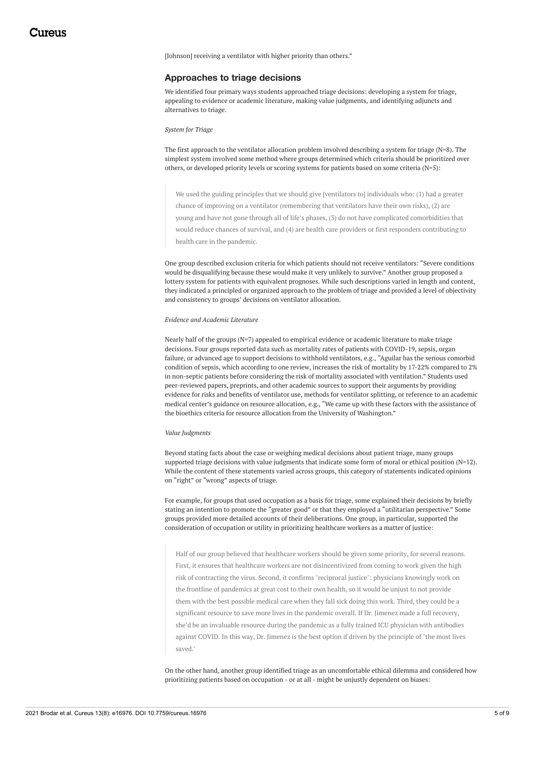[Johnson] receiving a ventilator with higher priority than others."

## Approaches to triage decisions

We identified four primary ways students approached triage decisions: developing a system for triage, appealing to evidence or academic literature, making value judgments, and identifying adjuncts and alternatives to triage.

*System for Triage*

The first approach to the ventilator allocation problem involved describing a system for triage (N=8). The simplest system involved some method where groups determined which criteria should be prioritized over others, or developed priority levels or scoring systems for patients based on some criteria (N=5):

> We used the guiding principles that we should give [ventilators to] individuals who: (1) had a greater chance of improving on a ventilator (remembering that ventilators have their own risks), (2) are young and have not gone through all of life's phases, (3) do not have complicated comorbidities that would reduce chances of survival, and (4) are health care providers or first responders contributing to health care in the pandemic.

One group described exclusion criteria for which patients should not receive ventilators: "Severe conditions would be disqualifying because these would make it very unlikely to survive." Another group proposed a lottery system for patients with equivalent prognoses. While such descriptions varied in length and content, they indicated a principled or organized approach to the problem of triage and provided a level of objectivity and consistency to groups' decisions on ventilator allocation.

*Evidence and Academic Literature*

Nearly half of the groups (N=7) appealed to empirical evidence or academic literature to make triage decisions. Four groups reported data such as mortality rates of patients with COVID-19, sepsis, organ failure, or advanced age to support decisions to withhold ventilators, e.g., "Aguilar has the serious comorbid condition of sepsis, which according to one review, increases the risk of mortality by 17-22% compared to 2% in non-septic patients before considering the risk of mortality associated with ventilation." Students used peer-reviewed papers, preprints, and other academic sources to support their arguments by providing evidence for risks and benefits of ventilator use, methods for ventilator splitting, or reference to an academic medical center's guidance on resource allocation, e.g., "We came up with these factors with the assistance of the bioethics criteria for resource allocation from the University of Washington."

*Value Judgments*

Beyond stating facts about the case or weighing medical decisions about patient triage, many groups supported triage decisions with value judgments that indicate some form of moral or ethical position (N=12). While the content of these statements varied across groups, this category of statements indicated opinions on "right" or "wrong" aspects of triage.

For example, for groups that used occupation as a basis for triage, some explained their decisions by briefly stating an intention to promote the "greater good" or that they employed a "utilitarian perspective." Some groups provided more detailed accounts of their deliberations. One group, in particular, supported the consideration of occupation or utility in prioritizing healthcare workers as a matter of justice:

> Half of our group believed that healthcare workers should be given some priority, for several reasons. First, it ensures that healthcare workers are not disincentivized from coming to work given the high risk of contracting the virus. Second, it confirms "reciprocal justice": physicians knowingly work on the frontline of pandemics at great cost to their own health, so it would be unjust to not provide them with the best possible medical care when they fall sick doing this work. Third, they could be a significant resource to save more lives in the pandemic overall. If Dr. Jimenez made a full recovery, she'd be an invaluable resource during the pandemic as a fully trained ICU physician with antibodies against COVID. In this way, Dr. Jimenez is the best option if driven by the principle of "the most lives saved."

On the other hand, another group identified triage as an uncomfortable ethical dilemma and considered how prioritizing patients based on occupation - or at all - might be unjustly dependent on biases: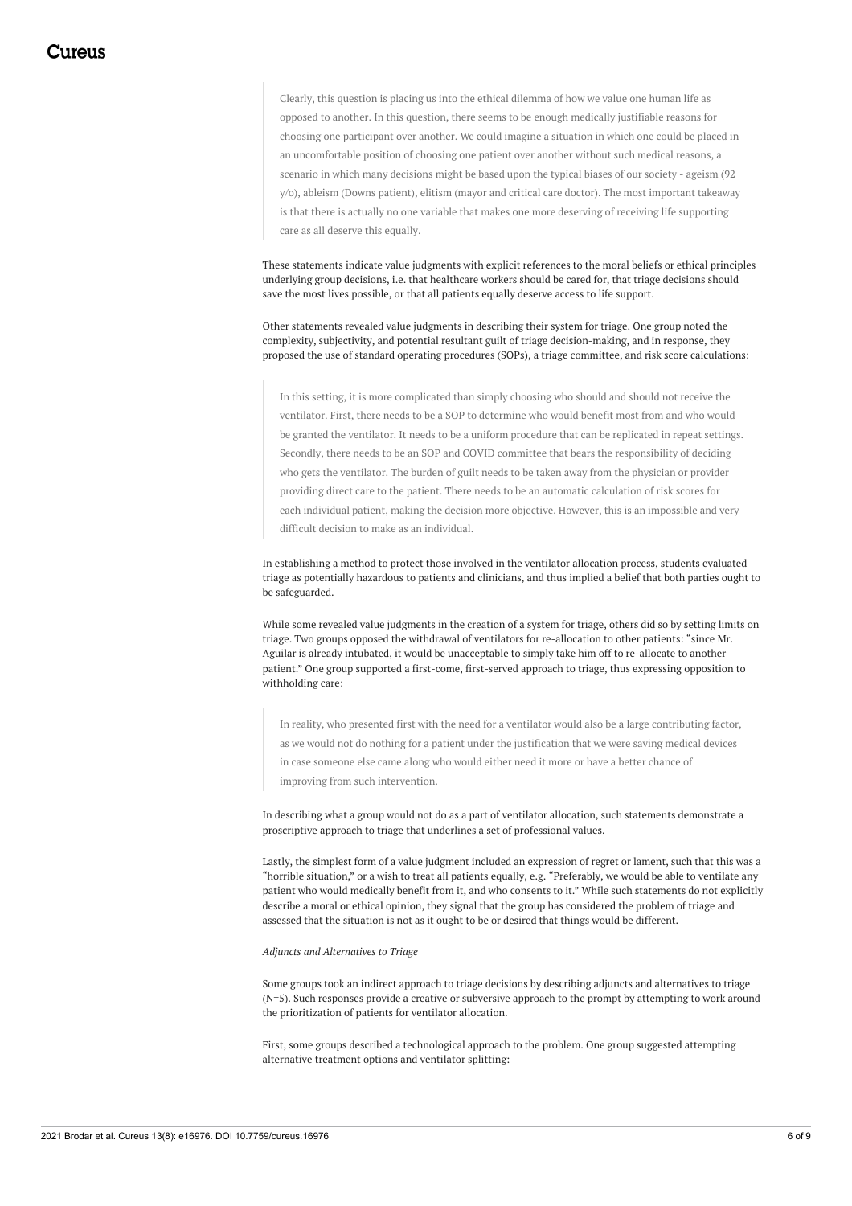> Clearly, this question is placing us into the ethical dilemma of how we value one human life as opposed to another. In this question, there seems to be enough medically justifiable reasons for choosing one participant over another. We could imagine a situation in which one could be placed in an uncomfortable position of choosing one patient over another without such medical reasons, a scenario in which many decisions might be based upon the typical biases of our society - ageism (92 y/o), ableism (Downs patient), elitism (mayor and critical care doctor). The most important takeaway is that there is actually no one variable that makes one more deserving of receiving life supporting care as all deserve this equally.

These statements indicate value judgments with explicit references to the moral beliefs or ethical principles underlying group decisions, i.e. that healthcare workers should be cared for, that triage decisions should save the most lives possible, or that all patients equally deserve access to life support.

Other statements revealed value judgments in describing their system for triage. One group noted the complexity, subjectivity, and potential resultant guilt of triage decision-making, and in response, they proposed the use of standard operating procedures (SOPs), a triage committee, and risk score calculations:

> In this setting, it is more complicated than simply choosing who should and should not receive the ventilator. First, there needs to be a SOP to determine who would benefit most from and who would be granted the ventilator. It needs to be a uniform procedure that can be replicated in repeat settings. Secondly, there needs to be an SOP and COVID committee that bears the responsibility of deciding who gets the ventilator. The burden of guilt needs to be taken away from the physician or provider providing direct care to the patient. There needs to be an automatic calculation of risk scores for each individual patient, making the decision more objective. However, this is an impossible and very difficult decision to make as an individual.

In establishing a method to protect those involved in the ventilator allocation process, students evaluated triage as potentially hazardous to patients and clinicians, and thus implied a belief that both parties ought to be safeguarded.

While some revealed value judgments in the creation of a system for triage, others did so by setting limits on triage. Two groups opposed the withdrawal of ventilators for re-allocation to other patients: "since Mr. Aguilar is already intubated, it would be unacceptable to simply take him off to re-allocate to another patient." One group supported a first-come, first-served approach to triage, thus expressing opposition to withholding care:

> In reality, who presented first with the need for a ventilator would also be a large contributing factor, as we would not do nothing for a patient under the justification that we were saving medical devices in case someone else came along who would either need it more or have a better chance of improving from such intervention.

In describing what a group would not do as a part of ventilator allocation, such statements demonstrate a proscriptive approach to triage that underlines a set of professional values.

Lastly, the simplest form of a value judgment included an expression of regret or lament, such that this was a "horrible situation," or a wish to treat all patients equally, e.g. "Preferably, we would be able to ventilate any patient who would medically benefit from it, and who consents to it." While such statements do not explicitly describe a moral or ethical opinion, they signal that the group has considered the problem of triage and assessed that the situation is not as it ought to be or desired that things would be different.

*Adjuncts and Alternatives to Triage*

Some groups took an indirect approach to triage decisions by describing adjuncts and alternatives to triage (N=5). Such responses provide a creative or subversive approach to the prompt by attempting to work around the prioritization of patients for ventilator allocation.

First, some groups described a technological approach to the problem. One group suggested attempting alternative treatment options and ventilator splitting: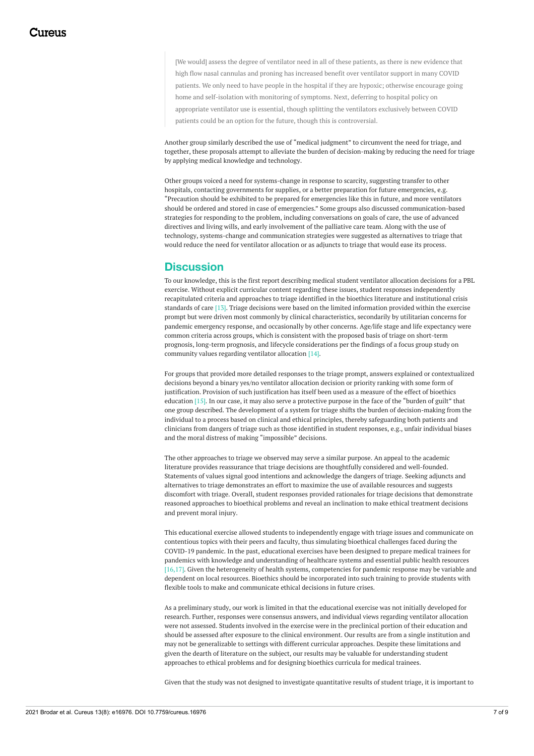> [We would] assess the degree of ventilator need in all of these patients, as there is new evidence that high flow nasal cannulas and proning has increased benefit over ventilator support in many COVID patients. We only need to have people in the hospital if they are hypoxic; otherwise encourage going home and self-isolation with monitoring of symptoms. Next, deferring to hospital policy on appropriate ventilator use is essential, though splitting the ventilators exclusively between COVID patients could be an option for the future, though this is controversial.

Another group similarly described the use of "medical judgment" to circumvent the need for triage, and together, these proposals attempt to alleviate the burden of decision-making by reducing the need for triage by applying medical knowledge and technology.

Other groups voiced a need for systems-change in response to scarcity, suggesting transfer to other hospitals, contacting governments for supplies, or a better preparation for future emergencies, e.g. "Precaution should be exhibited to be prepared for emergencies like this in future, and more ventilators should be ordered and stored in case of emergencies." Some groups also discussed communication-based strategies for responding to the problem, including conversations on goals of care, the use of advanced directives and living wills, and early involvement of the palliative care team. Along with the use of technology, systems-change and communication strategies were suggested as alternatives to triage that would reduce the need for ventilator allocation or as adjuncts to triage that would ease its process.

## Discussion

To our knowledge, this is the first report describing medical student ventilator allocation decisions for a PBL exercise. Without explicit curricular content regarding these issues, student responses independently recapitulated criteria and approaches to triage identified in the bioethics literature and institutional crisis standards of care [13]. Triage decisions were based on the limited information provided within the exercise prompt but were driven most commonly by clinical characteristics, secondarily by utilitarian concerns for pandemic emergency response, and occasionally by other concerns. Age/life stage and life expectancy were common criteria across groups, which is consistent with the proposed basis of triage on short-term prognosis, long-term prognosis, and lifecycle considerations per the findings of a focus group study on community values regarding ventilator allocation [14].

For groups that provided more detailed responses to the triage prompt, answers explained or contextualized decisions beyond a binary yes/no ventilator allocation decision or priority ranking with some form of justification. Provision of such justification has itself been used as a measure of the effect of bioethics education [15]. In our case, it may also serve a protective purpose in the face of the "burden of guilt" that one group described. The development of a system for triage shifts the burden of decision-making from the individual to a process based on clinical and ethical principles, thereby safeguarding both patients and clinicians from dangers of triage such as those identified in student responses, e.g., unfair individual biases and the moral distress of making "impossible" decisions.

The other approaches to triage we observed may serve a similar purpose. An appeal to the academic literature provides reassurance that triage decisions are thoughtfully considered and well-founded. Statements of values signal good intentions and acknowledge the dangers of triage. Seeking adjuncts and alternatives to triage demonstrates an effort to maximize the use of available resources and suggests discomfort with triage. Overall, student responses provided rationales for triage decisions that demonstrate reasoned approaches to bioethical problems and reveal an inclination to make ethical treatment decisions and prevent moral injury.

This educational exercise allowed students to independently engage with triage issues and communicate on contentious topics with their peers and faculty, thus simulating bioethical challenges faced during the COVID-19 pandemic. In the past, educational exercises have been designed to prepare medical trainees for pandemics with knowledge and understanding of healthcare systems and essential public health resources [16,17]. Given the heterogeneity of health systems, competencies for pandemic response may be variable and dependent on local resources. Bioethics should be incorporated into such training to provide students with flexible tools to make and communicate ethical decisions in future crises.

As a preliminary study, our work is limited in that the educational exercise was not initially developed for research. Further, responses were consensus answers, and individual views regarding ventilator allocation were not assessed. Students involved in the exercise were in the preclinical portion of their education and should be assessed after exposure to the clinical environment. Our results are from a single institution and may not be generalizable to settings with different curricular approaches. Despite these limitations and given the dearth of literature on the subject, our results may be valuable for understanding student approaches to ethical problems and for designing bioethics curricula for medical trainees.

Given that the study was not designed to investigate quantitative results of student triage, it is important to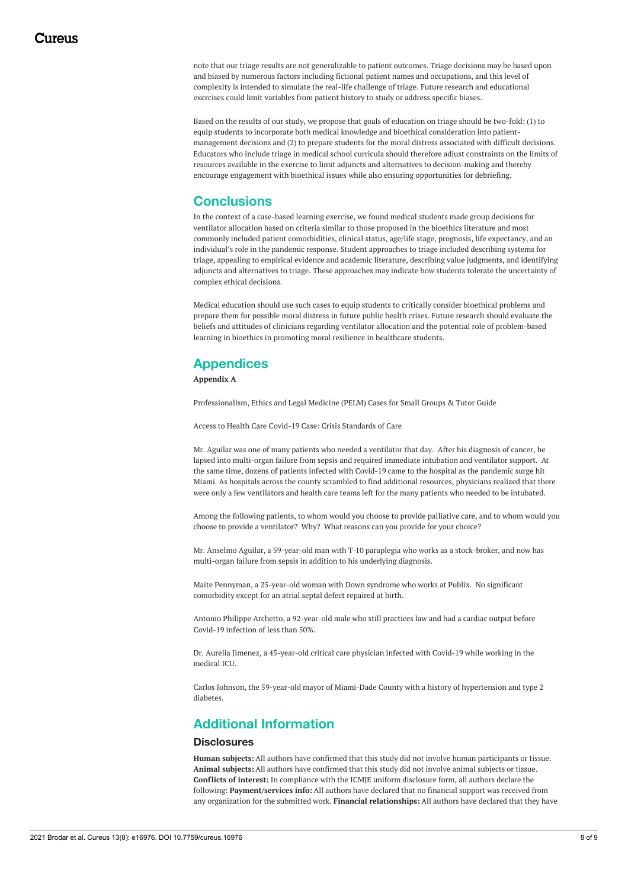note that our triage results are not generalizable to patient outcomes. Triage decisions may be based upon and biased by numerous factors including fictional patient names and occupations, and this level of complexity is intended to simulate the real-life challenge of triage. Future research and educational exercises could limit variables from patient history to study or address specific biases.

Based on the results of our study, we propose that goals of education on triage should be two-fold: (1) to equip students to incorporate both medical knowledge and bioethical consideration into patient-management decisions and (2) to prepare students for the moral distress associated with difficult decisions. Educators who include triage in medical school curricula should therefore adjust constraints on the limits of resources available in the exercise to limit adjuncts and alternatives to decision-making and thereby encourage engagement with bioethical issues while also ensuring opportunities for debriefing.

## Conclusions

In the context of a case-based learning exercise, we found medical students made group decisions for ventilator allocation based on criteria similar to those proposed in the bioethics literature and most commonly included patient comorbidities, clinical status, age/life stage, prognosis, life expectancy, and an individual's role in the pandemic response. Student approaches to triage included describing systems for triage, appealing to empirical evidence and academic literature, describing value judgments, and identifying adjuncts and alternatives to triage. These approaches may indicate how students tolerate the uncertainty of complex ethical decisions.

Medical education should use such cases to equip students to critically consider bioethical problems and prepare them for possible moral distress in future public health crises. Future research should evaluate the beliefs and attitudes of clinicians regarding ventilator allocation and the potential role of problem-based learning in bioethics in promoting moral resilience in healthcare students.

## Appendices

**Appendix A**

Professionalism, Ethics and Legal Medicine (PELM) Cases for Small Groups & Tutor Guide

Access to Health Care Covid-19 Case: Crisis Standards of Care

Mr. Aguilar was one of many patients who needed a ventilator that day. After his diagnosis of cancer, he lapsed into multi-organ failure from sepsis and required immediate intubation and ventilator support. At the same time, dozens of patients infected with Covid-19 came to the hospital as the pandemic surge hit Miami. As hospitals across the county scrambled to find additional resources, physicians realized that there were only a few ventilators and health care teams left for the many patients who needed to be intubated.

Among the following patients, to whom would you choose to provide palliative care, and to whom would you choose to provide a ventilator? Why? What reasons can you provide for your choice?

Mr. Anselmo Aguilar, a 59-year-old man with T-10 paraplegia who works as a stock-broker, and now has multi-organ failure from sepsis in addition to his underlying diagnosis.

Maite Pennyman, a 25-year-old woman with Down syndrome who works at Publix. No significant comorbidity except for an atrial septal defect repaired at birth.

Antonio Philippe Archetto, a 92-year-old male who still practices law and had a cardiac output before Covid-19 infection of less than 50%.

Dr. Aurelia Jimenez, a 45-year-old critical care physician infected with Covid-19 while working in the medical ICU.

Carlos Johnson, the 59-year-old mayor of Miami-Dade County with a history of hypertension and type 2 diabetes.

## Additional Information

### Disclosures

**Human subjects:** All authors have confirmed that this study did not involve human participants or tissue. **Animal subjects:** All authors have confirmed that this study did not involve animal subjects or tissue. **Conflicts of interest:** In compliance with the ICMJE uniform disclosure form, all authors declare the following: **Payment/services info:** All authors have declared that no financial support was received from any organization for the submitted work. **Financial relationships:** All authors have declared that they have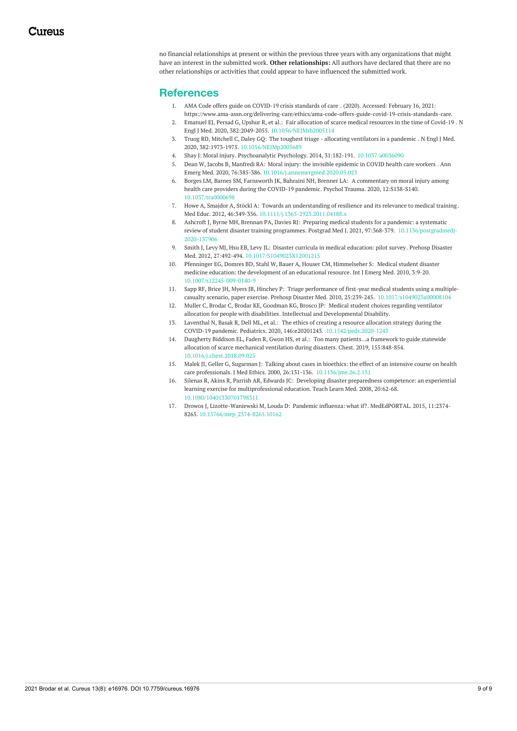no financial relationships at present or within the previous three years with any organizations that might have an interest in the submitted work. **Other relationships:** All authors have declared that there are no other relationships or activities that could appear to have influenced the submitted work.

## References

1. AMA Code offers guide on COVID-19 crisis standards of care . (2020). Accessed: February 16, 2021: https://www.ama-assn.org/delivering-care/ethics/ama-code-offers-guide-covid-19-crisis-standards-care.
2. Emanuel EJ, Persad G, Upshur R, et al.: Fair allocation of scarce medical resources in the time of Covid-19 . N Engl J Med. 2020, 382:2049-2055. 10.1056/NEJMsb2005114
3. Truog RD, Mitchell C, Daley GQ: The toughest triage - allocating ventilators in a pandemic . N Engl J Med. 2020, 382:1973-1975. 10.1056/NEJMp2005689
4. Shay J: Moral injury. Psychoanalytic Psychology. 2014, 31:182-191. 10.1037/a0036090
5. Dean W, Jacobs B, Manfredi RA: Moral injury: the invisible epidemic in COVID health care workers . Ann Emerg Med. 2020, 76:385-386. 10.1016/j.annemergmed.2020.05.023
6. Borges LM, Barnes SM, Farnsworth JK, Bahraini NH, Brenner LA: A commentary on moral injury among health care providers during the COVID-19 pandemic. Psychol Trauma. 2020, 12:S138-S140. 10.1037/tra0000698
7. Howe A, Smajdor A, Stöckl A: Towards an understanding of resilience and its relevance to medical training . Med Educ. 2012, 46:349-356. 10.1111/j.1365-2923.2011.04188.x
8. Ashcroft J, Byrne MH, Brennan PA, Davies RJ: Preparing medical students for a pandemic: a systematic review of student disaster training programmes. Postgrad Med J. 2021, 97:368-379. 10.1136/postgradmedj-2020-137906
9. Smith J, Levy MJ, Hsu EB, Levy JL: Disaster curricula in medical education: pilot survey . Prehosp Disaster Med. 2012, 27:492-494. 10.1017/S1049023X12001215
10. Pfenninger EG, Domres BD, Stahl W, Bauer A, Houser CM, Himmelseher S: Medical student disaster medicine education: the development of an educational resource. Int J Emerg Med. 2010, 3:9-20. 10.1007/s12245-009-0140-9
11. Sapp RF, Brice JH, Myers JB, Hinchey P: Triage performance of first-year medical students using a multiple-casualty scenario, paper exercise. Prehosp Disaster Med. 2010, 25:239-245. 10.1017/s1049023x00008104
12. Muller C, Brodar C, Brodar KE, Goodman KG, Brosco JP: Medical student choices regarding ventilator allocation for people with disabilities. Intellectual and Developmental Disability.
13. Laventhal N, Basak R, Dell ML, et al.: The ethics of creating a resource allocation strategy during the COVID-19 pandemic. Pediatrics. 2020, 146:e20201243. 10.1542/peds.2020-1243
14. Daugherty Biddison EL, Faden R, Gwon HS, et al.: Too many patients...a framework to guide statewide allocation of scarce mechanical ventilation during disasters. Chest. 2019, 155:848-854. 10.1016/j.chest.2018.09.025
15. Malek JI, Geller G, Sugarman J: Talking about cases in bioethics: the effect of an intensive course on health care professionals. J Med Ethics. 2000, 26:131-136. 10.1136/jme.26.2.131
16. Silenas R, Akins R, Parrish AR, Edwards JC: Developing disaster preparedness competence: an experiential learning exercise for multiprofessional education. Teach Learn Med. 2008, 20:62-68. 10.1080/10401330701798311
17. Drowos J, Lizotte-Waniewski M, Louda D: Pandemic influenza: what if?. MedEdPORTAL. 2015, 11:2374-8265. 10.15766/mep_2374-8265.10162